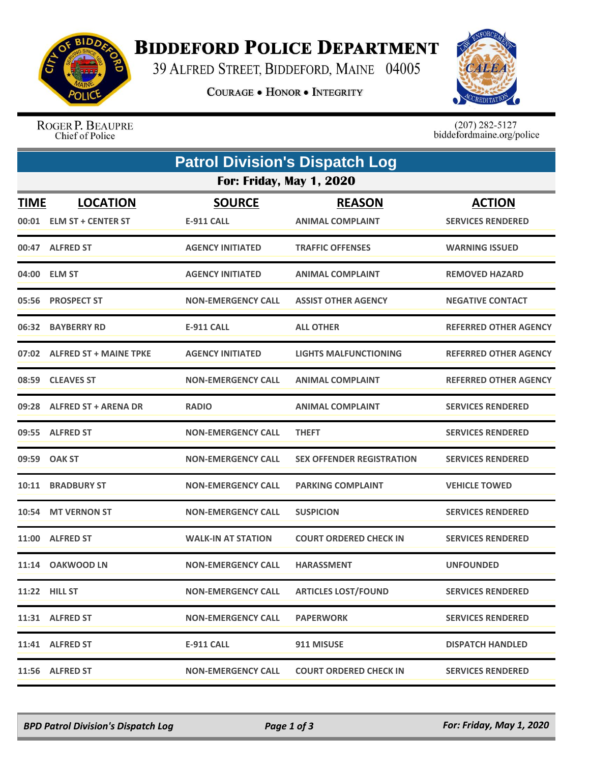# Biddeford Police Department

39 Alfred Street, Biddeford, Maine 04005

Courage • Honor • Integrity

Roger P. Beaupre
Chief of Police

(207) 282-5127
biddefordmaine.org/police

## Patrol Division's Dispatch Log

### For: Friday, May 1, 2020

| TIME | LOCATION | SOURCE | REASON | ACTION |
|---|---|---|---|---|
| 00:01 | ELM ST + CENTER ST | E-911 CALL | ANIMAL COMPLAINT | SERVICES RENDERED |
| 00:47 | ALFRED ST | AGENCY INITIATED | TRAFFIC OFFENSES | WARNING ISSUED |
| 04:00 | ELM ST | AGENCY INITIATED | ANIMAL COMPLAINT | REMOVED HAZARD |
| 05:56 | PROSPECT ST | NON-EMERGENCY CALL | ASSIST OTHER AGENCY | NEGATIVE CONTACT |
| 06:32 | BAYBERRY RD | E-911 CALL | ALL OTHER | REFERRED OTHER AGENCY |
| 07:02 | ALFRED ST + MAINE TPKE | AGENCY INITIATED | LIGHTS MALFUNCTIONING | REFERRED OTHER AGENCY |
| 08:59 | CLEAVES ST | NON-EMERGENCY CALL | ANIMAL COMPLAINT | REFERRED OTHER AGENCY |
| 09:28 | ALFRED ST + ARENA DR | RADIO | ANIMAL COMPLAINT | SERVICES RENDERED |
| 09:55 | ALFRED ST | NON-EMERGENCY CALL | THEFT | SERVICES RENDERED |
| 09:59 | OAK ST | NON-EMERGENCY CALL | SEX OFFENDER REGISTRATION | SERVICES RENDERED |
| 10:11 | BRADBURY ST | NON-EMERGENCY CALL | PARKING COMPLAINT | VEHICLE TOWED |
| 10:54 | MT VERNON ST | NON-EMERGENCY CALL | SUSPICION | SERVICES RENDERED |
| 11:00 | ALFRED ST | WALK-IN AT STATION | COURT ORDERED CHECK IN | SERVICES RENDERED |
| 11:14 | OAKWOOD LN | NON-EMERGENCY CALL | HARASSMENT | UNFOUNDED |
| 11:22 | HILL ST | NON-EMERGENCY CALL | ARTICLES LOST/FOUND | SERVICES RENDERED |
| 11:31 | ALFRED ST | NON-EMERGENCY CALL | PAPERWORK | SERVICES RENDERED |
| 11:41 | ALFRED ST | E-911 CALL | 911 MISUSE | DISPATCH HANDLED |
| 11:56 | ALFRED ST | NON-EMERGENCY CALL | COURT ORDERED CHECK IN | SERVICES RENDERED |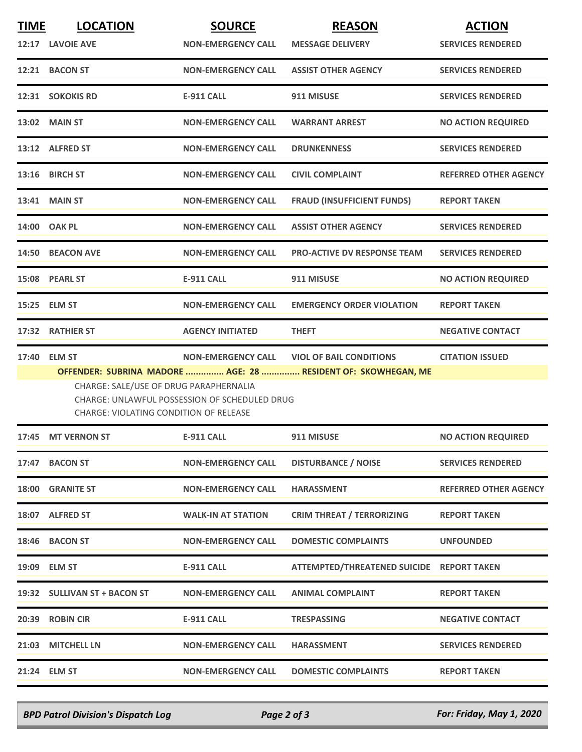| TIME | LOCATION | SOURCE | REASON | ACTION |
|---|---|---|---|---|
| 12:17 | LAVOIE AVE | NON-EMERGENCY CALL | MESSAGE DELIVERY | SERVICES RENDERED |
| 12:21 | BACON ST | NON-EMERGENCY CALL | ASSIST OTHER AGENCY | SERVICES RENDERED |
| 12:31 | SOKOKIS RD | E-911 CALL | 911 MISUSE | SERVICES RENDERED |
| 13:02 | MAIN ST | NON-EMERGENCY CALL | WARRANT ARREST | NO ACTION REQUIRED |
| 13:12 | ALFRED ST | NON-EMERGENCY CALL | DRUNKENNESS | SERVICES RENDERED |
| 13:16 | BIRCH ST | NON-EMERGENCY CALL | CIVIL COMPLAINT | REFERRED OTHER AGENCY |
| 13:41 | MAIN ST | NON-EMERGENCY CALL | FRAUD (INSUFFICIENT FUNDS) | REPORT TAKEN |
| 14:00 | OAK PL | NON-EMERGENCY CALL | ASSIST OTHER AGENCY | SERVICES RENDERED |
| 14:50 | BEACON AVE | NON-EMERGENCY CALL | PRO-ACTIVE DV RESPONSE TEAM | SERVICES RENDERED |
| 15:08 | PEARL ST | E-911 CALL | 911 MISUSE | NO ACTION REQUIRED |
| 15:25 | ELM ST | NON-EMERGENCY CALL | EMERGENCY ORDER VIOLATION | REPORT TAKEN |
| 17:32 | RATHIER ST | AGENCY INITIATED | THEFT | NEGATIVE CONTACT |
| 17:40 | ELM ST | NON-EMERGENCY CALL | VIOL OF BAIL CONDITIONS | CITATION ISSUED |

**OFFENDER: SUBRINA MADORE ............... AGE: 28 ............... RESIDENT OF: SKOWHEGAN, ME**

CHARGE: SALE/USE OF DRUG PARAPHERNALIA
CHARGE: UNLAWFUL POSSESSION OF SCHEDULED DRUG
CHARGE: VIOLATING CONDITION OF RELEASE

| TIME | LOCATION | SOURCE | REASON | ACTION |
|---|---|---|---|---|
| 17:45 | MT VERNON ST | E-911 CALL | 911 MISUSE | NO ACTION REQUIRED |
| 17:47 | BACON ST | NON-EMERGENCY CALL | DISTURBANCE / NOISE | SERVICES RENDERED |
| 18:00 | GRANITE ST | NON-EMERGENCY CALL | HARASSMENT | REFERRED OTHER AGENCY |
| 18:07 | ALFRED ST | WALK-IN AT STATION | CRIM THREAT / TERRORIZING | REPORT TAKEN |
| 18:46 | BACON ST | NON-EMERGENCY CALL | DOMESTIC COMPLAINTS | UNFOUNDED |
| 19:09 | ELM ST | E-911 CALL | ATTEMPTED/THREATENED SUICIDE | REPORT TAKEN |
| 19:32 | SULLIVAN ST + BACON ST | NON-EMERGENCY CALL | ANIMAL COMPLAINT | REPORT TAKEN |
| 20:39 | ROBIN CIR | E-911 CALL | TRESPASSING | NEGATIVE CONTACT |
| 21:03 | MITCHELL LN | NON-EMERGENCY CALL | HARASSMENT | SERVICES RENDERED |
| 21:24 | ELM ST | NON-EMERGENCY CALL | DOMESTIC COMPLAINTS | REPORT TAKEN |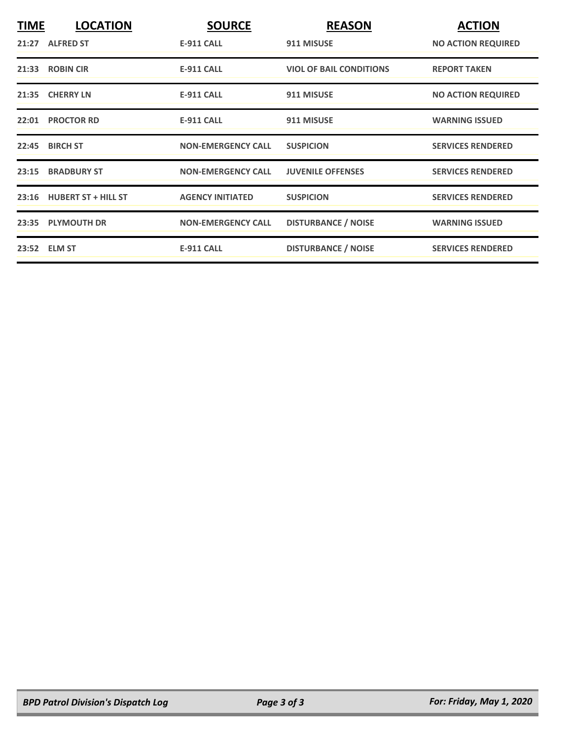| TIME | LOCATION | SOURCE | REASON | ACTION |
| --- | --- | --- | --- | --- |
| 21:27 | ALFRED ST | E-911 CALL | 911 MISUSE | NO ACTION REQUIRED |
| 21:33 | ROBIN CIR | E-911 CALL | VIOL OF BAIL CONDITIONS | REPORT TAKEN |
| 21:35 | CHERRY LN | E-911 CALL | 911 MISUSE | NO ACTION REQUIRED |
| 22:01 | PROCTOR RD | E-911 CALL | 911 MISUSE | WARNING ISSUED |
| 22:45 | BIRCH ST | NON-EMERGENCY CALL | SUSPICION | SERVICES RENDERED |
| 23:15 | BRADBURY ST | NON-EMERGENCY CALL | JUVENILE OFFENSES | SERVICES RENDERED |
| 23:16 | HUBERT ST + HILL ST | AGENCY INITIATED | SUSPICION | SERVICES RENDERED |
| 23:35 | PLYMOUTH DR | NON-EMERGENCY CALL | DISTURBANCE / NOISE | WARNING ISSUED |
| 23:52 | ELM ST | E-911 CALL | DISTURBANCE / NOISE | SERVICES RENDERED |